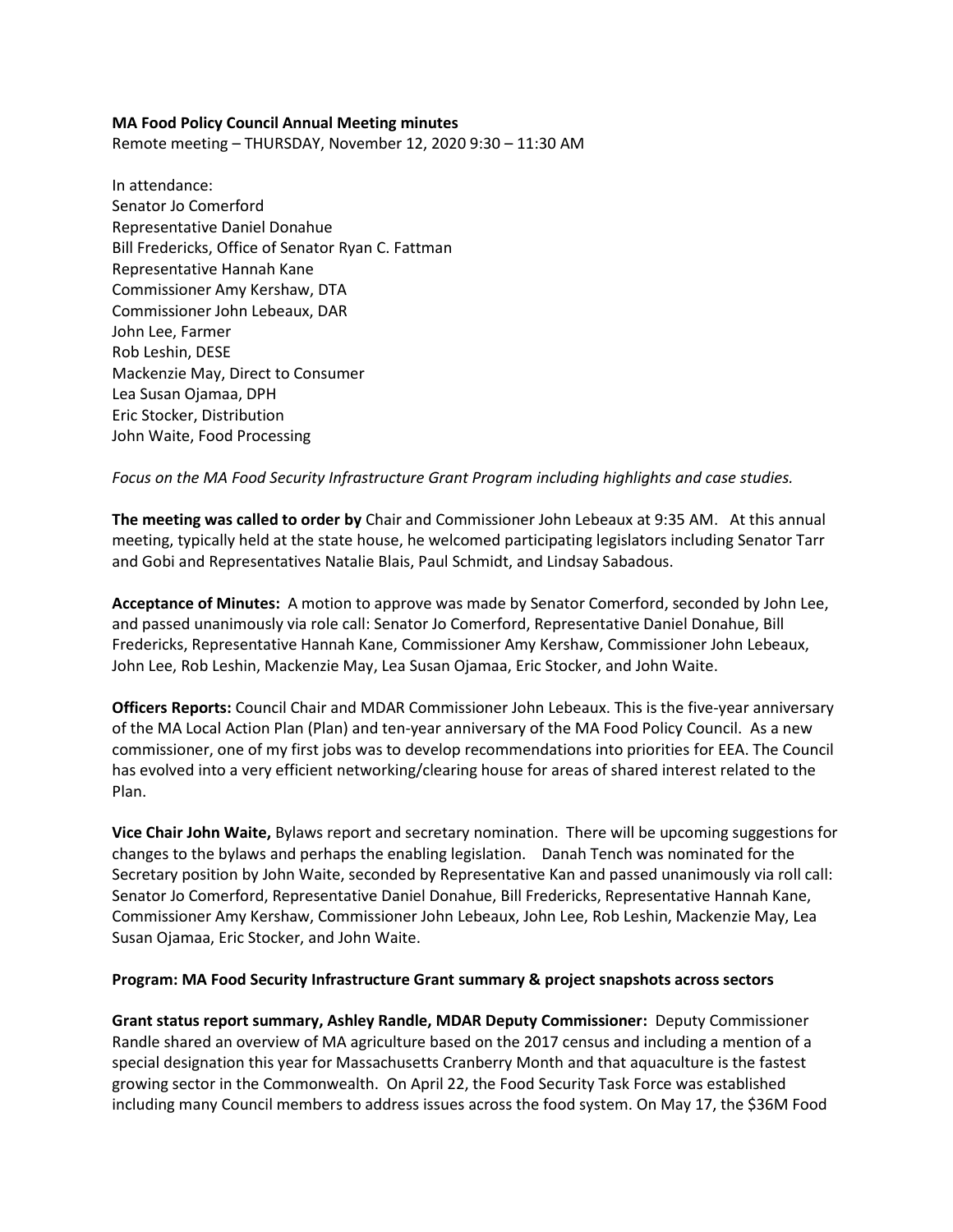**MA Food Policy Council Annual Meeting minutes**
Remote meeting – THURSDAY, November 12, 2020 9:30 – 11:30 AM

In attendance:
Senator Jo Comerford
Representative Daniel Donahue
Bill Fredericks, Office of Senator Ryan C. Fattman
Representative Hannah Kane
Commissioner Amy Kershaw, DTA
Commissioner John Lebeaux, DAR
John Lee, Farmer
Rob Leshin, DESE
Mackenzie May, Direct to Consumer
Lea Susan Ojamaa, DPH
Eric Stocker, Distribution
John Waite, Food Processing

*Focus on the MA Food Security Infrastructure Grant Program including highlights and case studies.*

**The meeting was called to order by** Chair and Commissioner John Lebeaux at 9:35 AM. At this annual meeting, typically held at the state house, he welcomed participating legislators including Senator Tarr and Gobi and Representatives Natalie Blais, Paul Schmidt, and Lindsay Sabadous.

**Acceptance of Minutes:** A motion to approve was made by Senator Comerford, seconded by John Lee, and passed unanimously via role call: Senator Jo Comerford, Representative Daniel Donahue, Bill Fredericks, Representative Hannah Kane, Commissioner Amy Kershaw, Commissioner John Lebeaux, John Lee, Rob Leshin, Mackenzie May, Lea Susan Ojamaa, Eric Stocker, and John Waite.

**Officers Reports:** Council Chair and MDAR Commissioner John Lebeaux. This is the five-year anniversary of the MA Local Action Plan (Plan) and ten-year anniversary of the MA Food Policy Council. As a new commissioner, one of my first jobs was to develop recommendations into priorities for EEA. The Council has evolved into a very efficient networking/clearing house for areas of shared interest related to the Plan.

**Vice Chair John Waite,** Bylaws report and secretary nomination. There will be upcoming suggestions for changes to the bylaws and perhaps the enabling legislation. Danah Tench was nominated for the Secretary position by John Waite, seconded by Representative Kan and passed unanimously via roll call: Senator Jo Comerford, Representative Daniel Donahue, Bill Fredericks, Representative Hannah Kane, Commissioner Amy Kershaw, Commissioner John Lebeaux, John Lee, Rob Leshin, Mackenzie May, Lea Susan Ojamaa, Eric Stocker, and John Waite.

**Program: MA Food Security Infrastructure Grant summary & project snapshots across sectors**

**Grant status report summary, Ashley Randle, MDAR Deputy Commissioner:** Deputy Commissioner Randle shared an overview of MA agriculture based on the 2017 census and including a mention of a special designation this year for Massachusetts Cranberry Month and that aquaculture is the fastest growing sector in the Commonwealth. On April 22, the Food Security Task Force was established including many Council members to address issues across the food system. On May 17, the $36M Food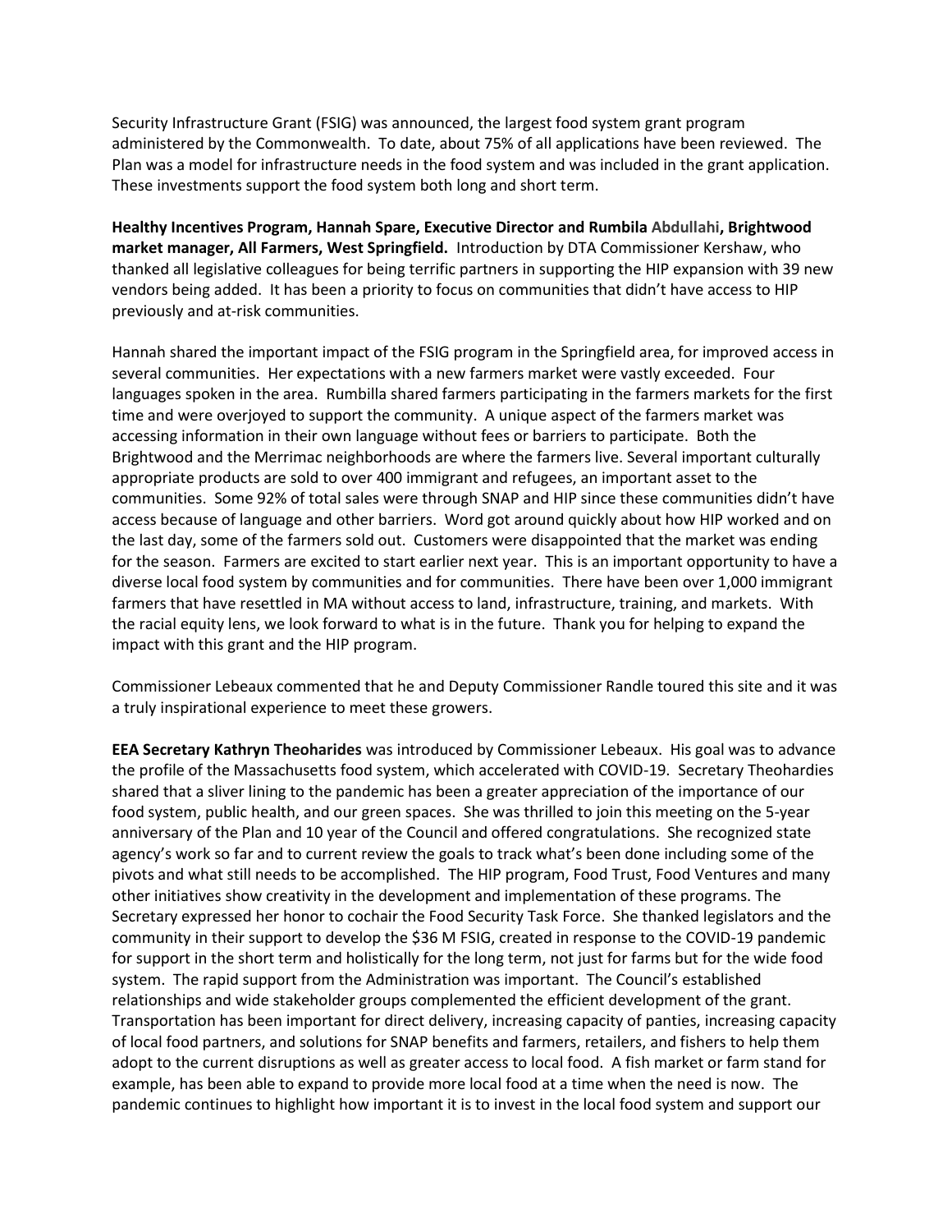Security Infrastructure Grant (FSIG) was announced, the largest food system grant program administered by the Commonwealth. To date, about 75% of all applications have been reviewed. The Plan was a model for infrastructure needs in the food system and was included in the grant application. These investments support the food system both long and short term.

**Healthy Incentives Program, Hannah Spare, Executive Director and Rumbila Abdullahi, Brightwood market manager, All Farmers, West Springfield.** Introduction by DTA Commissioner Kershaw, who thanked all legislative colleagues for being terrific partners in supporting the HIP expansion with 39 new vendors being added. It has been a priority to focus on communities that didn't have access to HIP previously and at-risk communities.

Hannah shared the important impact of the FSIG program in the Springfield area, for improved access in several communities. Her expectations with a new farmers market were vastly exceeded. Four languages spoken in the area. Rumbilla shared farmers participating in the farmers markets for the first time and were overjoyed to support the community. A unique aspect of the farmers market was accessing information in their own language without fees or barriers to participate. Both the Brightwood and the Merrimac neighborhoods are where the farmers live. Several important culturally appropriate products are sold to over 400 immigrant and refugees, an important asset to the communities. Some 92% of total sales were through SNAP and HIP since these communities didn't have access because of language and other barriers. Word got around quickly about how HIP worked and on the last day, some of the farmers sold out. Customers were disappointed that the market was ending for the season. Farmers are excited to start earlier next year. This is an important opportunity to have a diverse local food system by communities and for communities. There have been over 1,000 immigrant farmers that have resettled in MA without access to land, infrastructure, training, and markets. With the racial equity lens, we look forward to what is in the future. Thank you for helping to expand the impact with this grant and the HIP program.

Commissioner Lebeaux commented that he and Deputy Commissioner Randle toured this site and it was a truly inspirational experience to meet these growers.

**EEA Secretary Kathryn Theoharides** was introduced by Commissioner Lebeaux. His goal was to advance the profile of the Massachusetts food system, which accelerated with COVID-19. Secretary Theohardies shared that a sliver lining to the pandemic has been a greater appreciation of the importance of our food system, public health, and our green spaces. She was thrilled to join this meeting on the 5-year anniversary of the Plan and 10 year of the Council and offered congratulations. She recognized state agency's work so far and to current review the goals to track what's been done including some of the pivots and what still needs to be accomplished. The HIP program, Food Trust, Food Ventures and many other initiatives show creativity in the development and implementation of these programs. The Secretary expressed her honor to cochair the Food Security Task Force. She thanked legislators and the community in their support to develop the $36 M FSIG, created in response to the COVID-19 pandemic for support in the short term and holistically for the long term, not just for farms but for the wide food system. The rapid support from the Administration was important. The Council's established relationships and wide stakeholder groups complemented the efficient development of the grant. Transportation has been important for direct delivery, increasing capacity of panties, increasing capacity of local food partners, and solutions for SNAP benefits and farmers, retailers, and fishers to help them adopt to the current disruptions as well as greater access to local food. A fish market or farm stand for example, has been able to expand to provide more local food at a time when the need is now. The pandemic continues to highlight how important it is to invest in the local food system and support our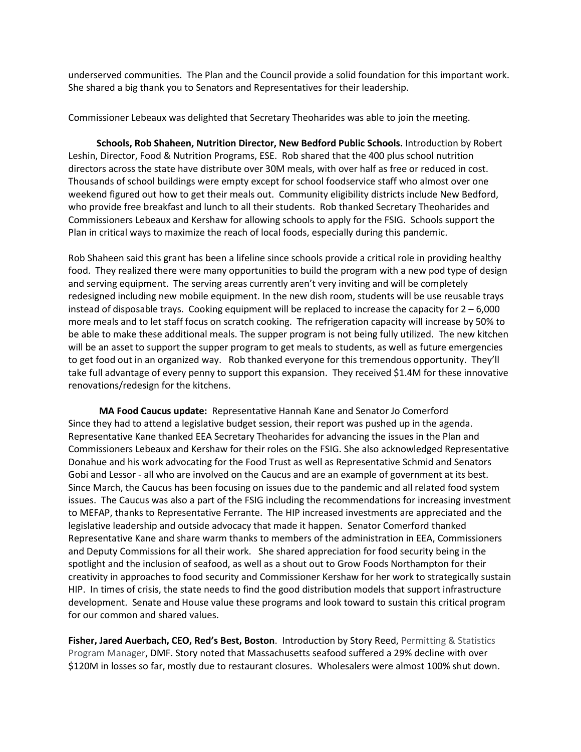underserved communities. The Plan and the Council provide a solid foundation for this important work. She shared a big thank you to Senators and Representatives for their leadership.

Commissioner Lebeaux was delighted that Secretary Theoharides was able to join the meeting.

**Schools, Rob Shaheen, Nutrition Director, New Bedford Public Schools.** Introduction by Robert Leshin, Director, Food & Nutrition Programs, ESE. Rob shared that the 400 plus school nutrition directors across the state have distribute over 30M meals, with over half as free or reduced in cost. Thousands of school buildings were empty except for school foodservice staff who almost over one weekend figured out how to get their meals out. Community eligibility districts include New Bedford, who provide free breakfast and lunch to all their students. Rob thanked Secretary Theoharides and Commissioners Lebeaux and Kershaw for allowing schools to apply for the FSIG. Schools support the Plan in critical ways to maximize the reach of local foods, especially during this pandemic.

Rob Shaheen said this grant has been a lifeline since schools provide a critical role in providing healthy food. They realized there were many opportunities to build the program with a new pod type of design and serving equipment. The serving areas currently aren't very inviting and will be completely redesigned including new mobile equipment. In the new dish room, students will be use reusable trays instead of disposable trays. Cooking equipment will be replaced to increase the capacity for 2 – 6,000 more meals and to let staff focus on scratch cooking. The refrigeration capacity will increase by 50% to be able to make these additional meals. The supper program is not being fully utilized. The new kitchen will be an asset to support the supper program to get meals to students, as well as future emergencies to get food out in an organized way. Rob thanked everyone for this tremendous opportunity. They'll take full advantage of every penny to support this expansion. They received $1.4M for these innovative renovations/redesign for the kitchens.

**MA Food Caucus update:** Representative Hannah Kane and Senator Jo Comerford
Since they had to attend a legislative budget session, their report was pushed up in the agenda. Representative Kane thanked EEA Secretary Theoharides for advancing the issues in the Plan and Commissioners Lebeaux and Kershaw for their roles on the FSIG. She also acknowledged Representative Donahue and his work advocating for the Food Trust as well as Representative Schmid and Senators Gobi and Lessor - all who are involved on the Caucus and are an example of government at its best. Since March, the Caucus has been focusing on issues due to the pandemic and all related food system issues. The Caucus was also a part of the FSIG including the recommendations for increasing investment to MEFAP, thanks to Representative Ferrante. The HIP increased investments are appreciated and the legislative leadership and outside advocacy that made it happen. Senator Comerford thanked Representative Kane and share warm thanks to members of the administration in EEA, Commissioners and Deputy Commissions for all their work. She shared appreciation for food security being in the spotlight and the inclusion of seafood, as well as a shout out to Grow Foods Northampton for their creativity in approaches to food security and Commissioner Kershaw for her work to strategically sustain HIP. In times of crisis, the state needs to find the good distribution models that support infrastructure development. Senate and House value these programs and look toward to sustain this critical program for our common and shared values.

**Fisher, Jared Auerbach, CEO, Red's Best, Boston**. Introduction by Story Reed, Permitting & Statistics Program Manager, DMF. Story noted that Massachusetts seafood suffered a 29% decline with over $120M in losses so far, mostly due to restaurant closures. Wholesalers were almost 100% shut down.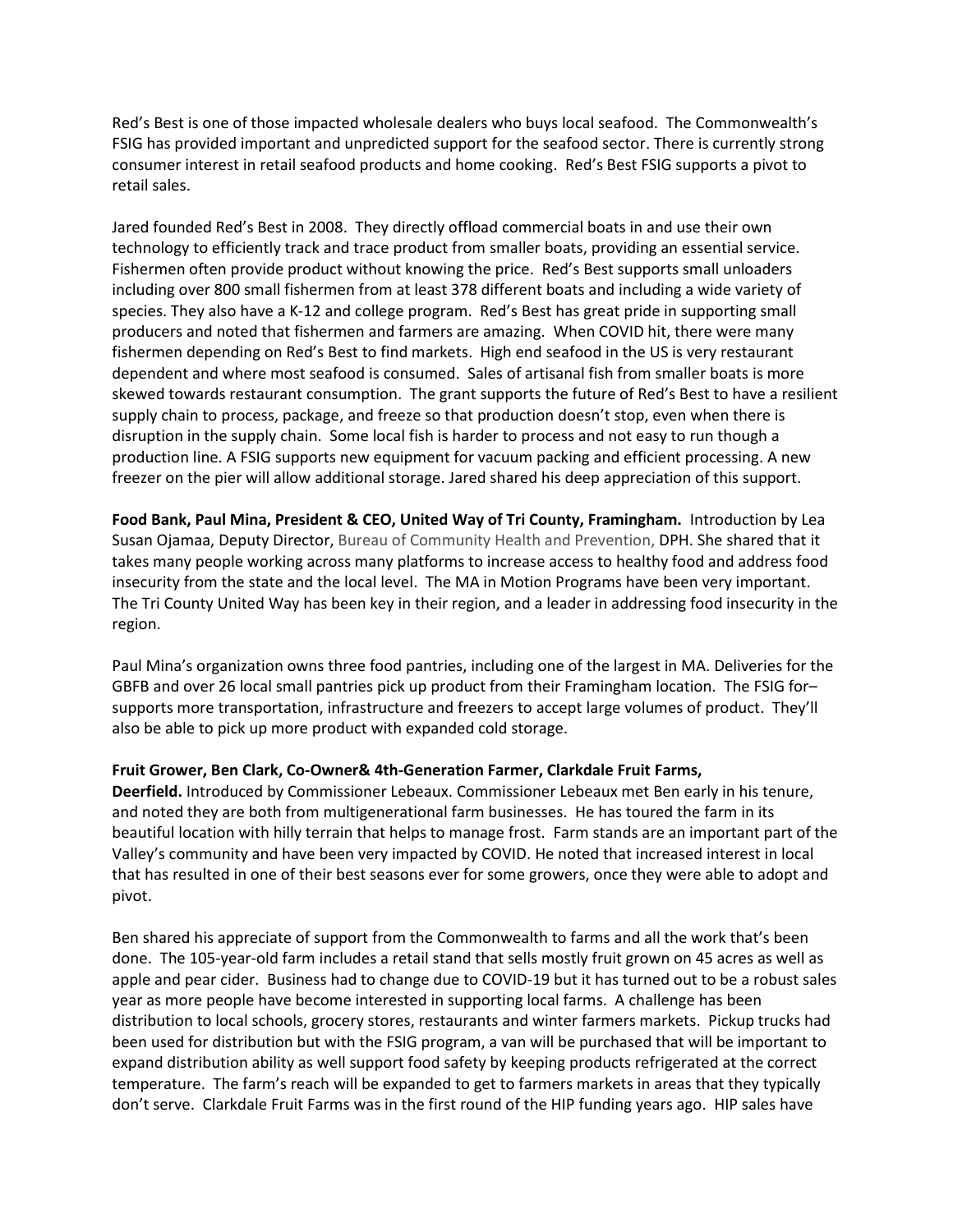Red's Best is one of those impacted wholesale dealers who buys local seafood. The Commonwealth's FSIG has provided important and unpredicted support for the seafood sector. There is currently strong consumer interest in retail seafood products and home cooking. Red's Best FSIG supports a pivot to retail sales.

Jared founded Red's Best in 2008. They directly offload commercial boats in and use their own technology to efficiently track and trace product from smaller boats, providing an essential service. Fishermen often provide product without knowing the price. Red's Best supports small unloaders including over 800 small fishermen from at least 378 different boats and including a wide variety of species. They also have a K-12 and college program. Red's Best has great pride in supporting small producers and noted that fishermen and farmers are amazing. When COVID hit, there were many fishermen depending on Red's Best to find markets. High end seafood in the US is very restaurant dependent and where most seafood is consumed. Sales of artisanal fish from smaller boats is more skewed towards restaurant consumption. The grant supports the future of Red's Best to have a resilient supply chain to process, package, and freeze so that production doesn't stop, even when there is disruption in the supply chain. Some local fish is harder to process and not easy to run though a production line. A FSIG supports new equipment for vacuum packing and efficient processing. A new freezer on the pier will allow additional storage. Jared shared his deep appreciation of this support.

**Food Bank, Paul Mina, President & CEO, United Way of Tri County, Framingham.** Introduction by Lea Susan Ojamaa, Deputy Director, Bureau of Community Health and Prevention, DPH. She shared that it takes many people working across many platforms to increase access to healthy food and address food insecurity from the state and the local level. The MA in Motion Programs have been very important. The Tri County United Way has been key in their region, and a leader in addressing food insecurity in the region.

Paul Mina's organization owns three food pantries, including one of the largest in MA. Deliveries for the GBFB and over 26 local small pantries pick up product from their Framingham location. The FSIG for– supports more transportation, infrastructure and freezers to accept large volumes of product. They'll also be able to pick up more product with expanded cold storage.

**Fruit Grower, Ben Clark, Co-Owner& 4th-Generation Farmer, Clarkdale Fruit Farms, Deerfield.** Introduced by Commissioner Lebeaux. Commissioner Lebeaux met Ben early in his tenure, and noted they are both from multigenerational farm businesses. He has toured the farm in its beautiful location with hilly terrain that helps to manage frost. Farm stands are an important part of the Valley's community and have been very impacted by COVID. He noted that increased interest in local that has resulted in one of their best seasons ever for some growers, once they were able to adopt and pivot.

Ben shared his appreciate of support from the Commonwealth to farms and all the work that's been done. The 105-year-old farm includes a retail stand that sells mostly fruit grown on 45 acres as well as apple and pear cider. Business had to change due to COVID-19 but it has turned out to be a robust sales year as more people have become interested in supporting local farms. A challenge has been distribution to local schools, grocery stores, restaurants and winter farmers markets. Pickup trucks had been used for distribution but with the FSIG program, a van will be purchased that will be important to expand distribution ability as well support food safety by keeping products refrigerated at the correct temperature. The farm's reach will be expanded to get to farmers markets in areas that they typically don't serve. Clarkdale Fruit Farms was in the first round of the HIP funding years ago. HIP sales have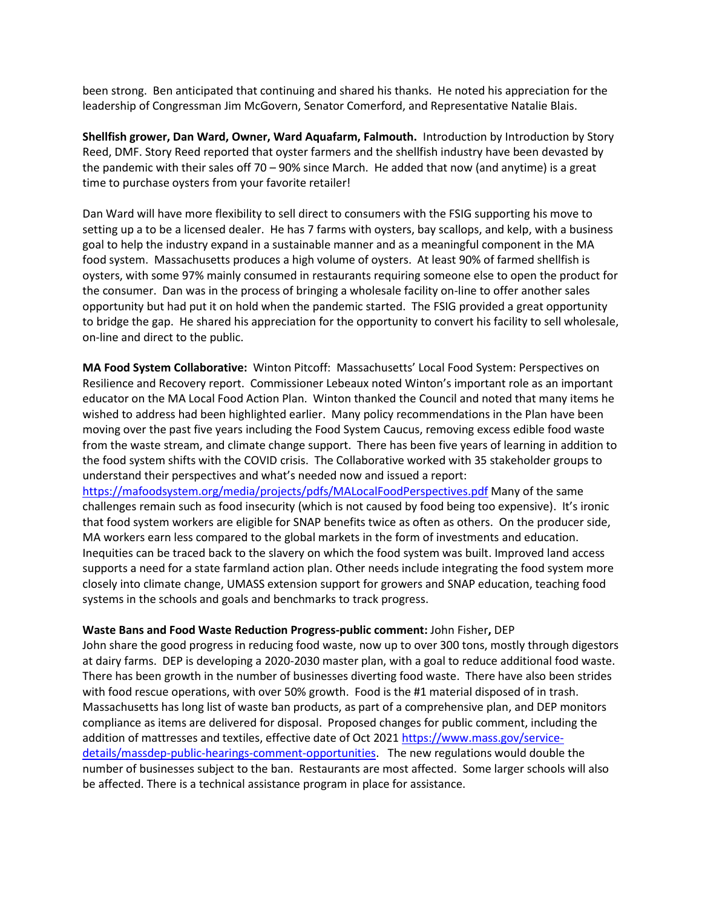been strong. Ben anticipated that continuing and shared his thanks. He noted his appreciation for the leadership of Congressman Jim McGovern, Senator Comerford, and Representative Natalie Blais.

**Shellfish grower, Dan Ward, Owner, Ward Aquafarm, Falmouth.** Introduction by Introduction by Story Reed, DMF. Story Reed reported that oyster farmers and the shellfish industry have been devasted by the pandemic with their sales off 70 – 90% since March. He added that now (and anytime) is a great time to purchase oysters from your favorite retailer!

Dan Ward will have more flexibility to sell direct to consumers with the FSIG supporting his move to setting up a to be a licensed dealer. He has 7 farms with oysters, bay scallops, and kelp, with a business goal to help the industry expand in a sustainable manner and as a meaningful component in the MA food system. Massachusetts produces a high volume of oysters. At least 90% of farmed shellfish is oysters, with some 97% mainly consumed in restaurants requiring someone else to open the product for the consumer. Dan was in the process of bringing a wholesale facility on-line to offer another sales opportunity but had put it on hold when the pandemic started. The FSIG provided a great opportunity to bridge the gap. He shared his appreciation for the opportunity to convert his facility to sell wholesale, on-line and direct to the public.

**MA Food System Collaborative:** Winton Pitcoff: Massachusetts' Local Food System: Perspectives on Resilience and Recovery report. Commissioner Lebeaux noted Winton's important role as an important educator on the MA Local Food Action Plan. Winton thanked the Council and noted that many items he wished to address had been highlighted earlier. Many policy recommendations in the Plan have been moving over the past five years including the Food System Caucus, removing excess edible food waste from the waste stream, and climate change support. There has been five years of learning in addition to the food system shifts with the COVID crisis. The Collaborative worked with 35 stakeholder groups to understand their perspectives and what's needed now and issued a report: https://mafoodsystem.org/media/projects/pdfs/MALocalFoodPerspectives.pdf Many of the same challenges remain such as food insecurity (which is not caused by food being too expensive). It's ironic that food system workers are eligible for SNAP benefits twice as often as others. On the producer side, MA workers earn less compared to the global markets in the form of investments and education. Inequities can be traced back to the slavery on which the food system was built. Improved land access supports a need for a state farmland action plan. Other needs include integrating the food system more closely into climate change, UMASS extension support for growers and SNAP education, teaching food systems in the schools and goals and benchmarks to track progress.

**Waste Bans and Food Waste Reduction Progress-public comment:** John Fisher**,** DEP
John share the good progress in reducing food waste, now up to over 300 tons, mostly through digestors at dairy farms. DEP is developing a 2020-2030 master plan, with a goal to reduce additional food waste. There has been growth in the number of businesses diverting food waste. There have also been strides with food rescue operations, with over 50% growth. Food is the #1 material disposed of in trash. Massachusetts has long list of waste ban products, as part of a comprehensive plan, and DEP monitors compliance as items are delivered for disposal. Proposed changes for public comment, including the addition of mattresses and textiles, effective date of Oct 2021 https://www.mass.gov/service-details/massdep-public-hearings-comment-opportunities. The new regulations would double the number of businesses subject to the ban. Restaurants are most affected. Some larger schools will also be affected. There is a technical assistance program in place for assistance.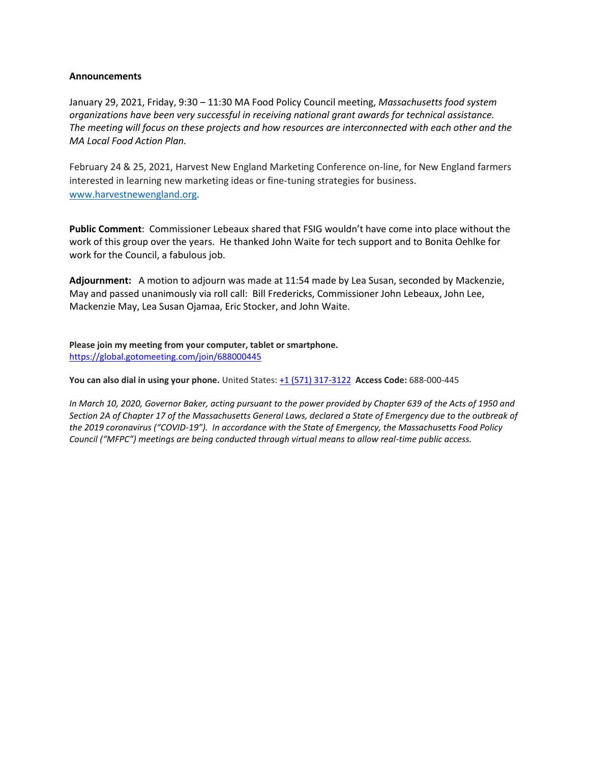**Announcements**

January 29, 2021, Friday, 9:30 – 11:30 MA Food Policy Council meeting, *Massachusetts food system organizations have been very successful in receiving national grant awards for technical assistance. The meeting will focus on these projects and how resources are interconnected with each other and the MA Local Food Action Plan.*

February 24 & 25, 2021, Harvest New England Marketing Conference on-line, for New England farmers interested in learning new marketing ideas or fine-tuning strategies for business. [www.harvestnewengland.org](http://www.harvestnewengland.org).

**Public Comment**: Commissioner Lebeaux shared that FSIG wouldn't have come into place without the work of this group over the years. He thanked John Waite for tech support and to Bonita Oehlke for work for the Council, a fabulous job.

**Adjournment:** A motion to adjourn was made at 11:54 made by Lea Susan, seconded by Mackenzie, May and passed unanimously via roll call: Bill Fredericks, Commissioner John Lebeaux, John Lee, Mackenzie May, Lea Susan Ojamaa, Eric Stocker, and John Waite.

**Please join my meeting from your computer, tablet or smartphone.**
[https://global.gotomeeting.com/join/688000445](https://global.gotomeeting.com/join/688000445)

**You can also dial in using your phone.** United States: [+1 (571) 317-3122](tel:+15713173122) **Access Code:** 688-000-445

*In March 10, 2020, Governor Baker, acting pursuant to the power provided by Chapter 639 of the Acts of 1950 and Section 2A of Chapter 17 of the Massachusetts General Laws, declared a State of Emergency due to the outbreak of the 2019 coronavirus ("COVID-19"). In accordance with the State of Emergency, the Massachusetts Food Policy Council ("MFPC") meetings are being conducted through virtual means to allow real-time public access.*